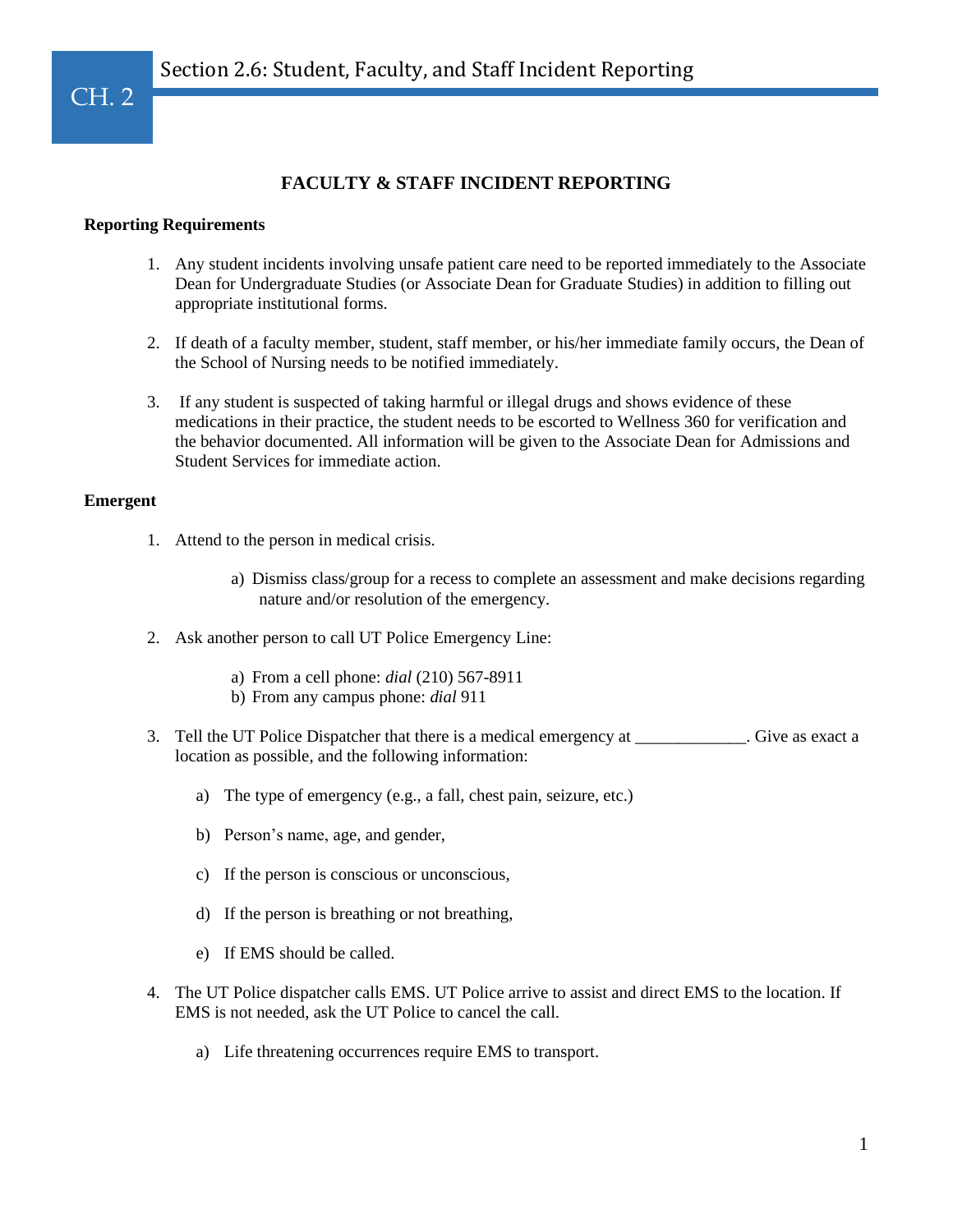# Section 2.6: Student, Faculty, and Staff Incident Reporting

## FACULTY & STAFF INCIDENT REPORTING

**Reporting Requirements**

1. Any student incidents involving unsafe patient care need to be reported immediately to the Associate Dean for Undergraduate Studies (or Associate Dean for Graduate Studies) in addition to filling out appropriate institutional forms.

2. If death of a faculty member, student, staff member, or his/her immediate family occurs, the Dean of the School of Nursing needs to be notified immediately.

3. If any student is suspected of taking harmful or illegal drugs and shows evidence of these medications in their practice, the student needs to be escorted to Wellness 360 for verification and the behavior documented. All information will be given to the Associate Dean for Admissions and Student Services for immediate action.

**Emergent**

1. Attend to the person in medical crisis.
   a) Dismiss class/group for a recess to complete an assessment and make decisions regarding nature and/or resolution of the emergency.

2. Ask another person to call UT Police Emergency Line:
   a) From a cell phone: *dial* (210) 567-8911
   b) From any campus phone: *dial* 911

3. Tell the UT Police Dispatcher that there is a medical emergency at _____________. Give as exact a location as possible, and the following information:
   a) The type of emergency (e.g., a fall, chest pain, seizure, etc.)
   b) Person's name, age, and gender,
   c) If the person is conscious or unconscious,
   d) If the person is breathing or not breathing,
   e) If EMS should be called.

4. The UT Police dispatcher calls EMS. UT Police arrive to assist and direct EMS to the location. If EMS is not needed, ask the UT Police to cancel the call.
   a) Life threatening occurrences require EMS to transport.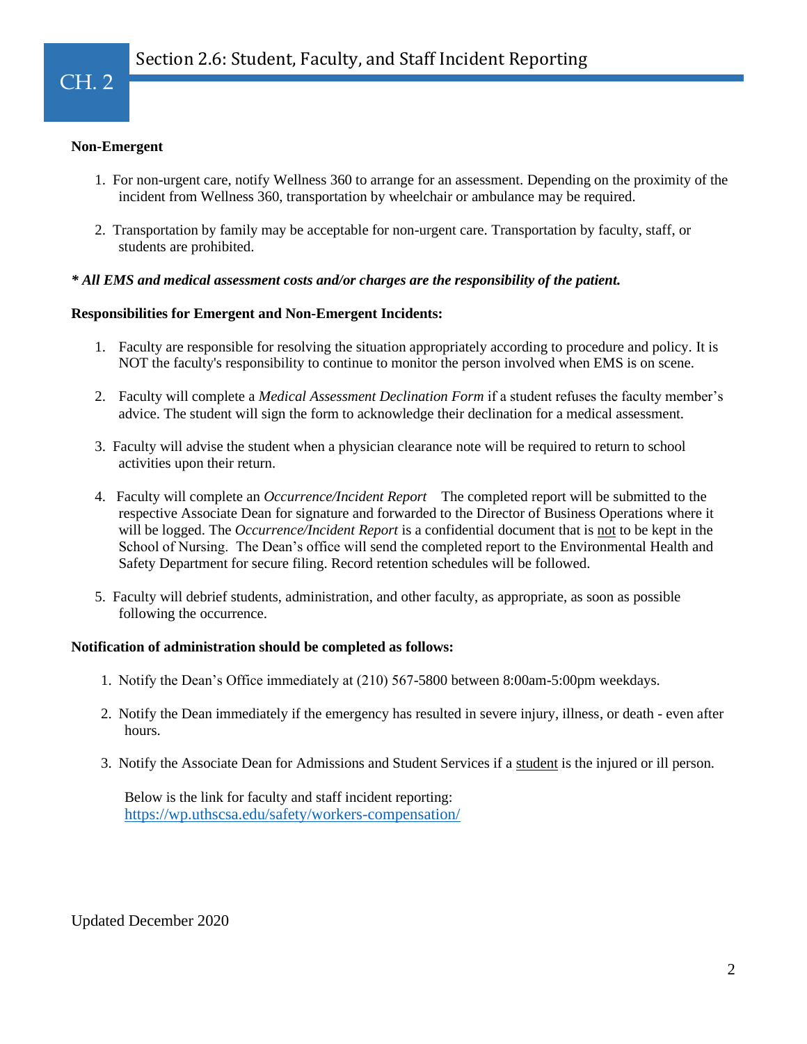**Non-Emergent**

1. For non-urgent care, notify Wellness 360 to arrange for an assessment. Depending on the proximity of the incident from Wellness 360, transportation by wheelchair or ambulance may be required.
2. Transportation by family may be acceptable for non-urgent care. Transportation by faculty, staff, or students are prohibited.

***\* All EMS and medical assessment costs and/or charges are the responsibility of the patient.***

**Responsibilities for Emergent and Non-Emergent Incidents:**

1. Faculty are responsible for resolving the situation appropriately according to procedure and policy. It is NOT the faculty's responsibility to continue to monitor the person involved when EMS is on scene.
2. Faculty will complete a *Medical Assessment Declination Form* if a student refuses the faculty member's advice. The student will sign the form to acknowledge their declination for a medical assessment.
3. Faculty will advise the student when a physician clearance note will be required to return to school activities upon their return.
4. Faculty will complete an *Occurrence/Incident Report*  The completed report will be submitted to the respective Associate Dean for signature and forwarded to the Director of Business Operations where it will be logged. The *Occurrence/Incident Report* is a confidential document that is <u>not</u> to be kept in the School of Nursing. The Dean's office will send the completed report to the Environmental Health and Safety Department for secure filing. Record retention schedules will be followed.
5. Faculty will debrief students, administration, and other faculty, as appropriate, as soon as possible following the occurrence.

**Notification of administration should be completed as follows:**

1. Notify the Dean's Office immediately at (210) 567-5800 between 8:00am-5:00pm weekdays.
2. Notify the Dean immediately if the emergency has resulted in severe injury, illness, or death - even after hours.
3. Notify the Associate Dean for Admissions and Student Services if a <u>student</u> is the injured or ill person.

Below is the link for faculty and staff incident reporting:
https://wp.uthscsa.edu/safety/workers-compensation/

Updated December 2020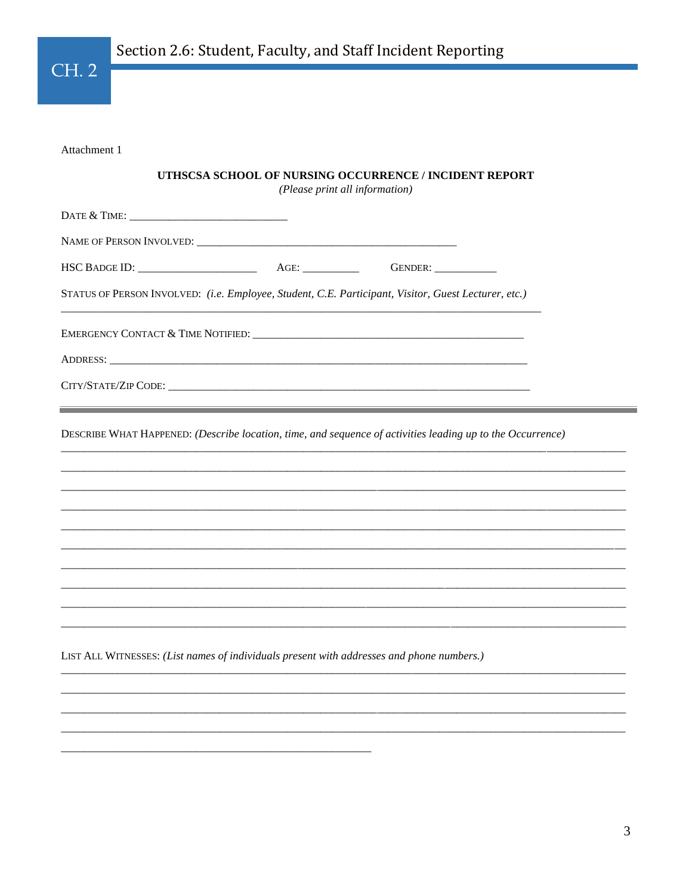Attachment 1

**UTHSCSA SCHOOL OF NURSING OCCURRENCE / INCIDENT REPORT**
*(Please print all information)*

DATE & TIME: ____________________________

NAME OF PERSON INVOLVED: ______________________________________________

HSC BADGE ID: _____________________ AGE: __________ GENDER: ___________

STATUS OF PERSON INVOLVED: *(i.e. Employee, Student, C.E. Participant, Visitor, Guest Lecturer, etc.)*
_________________________________________________________________________________________

EMERGENCY CONTACT & TIME NOTIFIED: ________________________________________________

ADDRESS: ___________________________________________________________________________

CITY/STATE/ZIP CODE: ________________________________________________________________

---

DESCRIBE WHAT HAPPENED: *(Describe location, time, and sequence of activities leading up to the Occurrence)*
_____________________________________________________________________________________________
_____________________________________________________________________________________________
_____________________________________________________________________________________________
_____________________________________________________________________________________________
_____________________________________________________________________________________________
_____________________________________________________________________________________________
_____________________________________________________________________________________________
_____________________________________________________________________________________________
_____________________________________________________________________________________________
_____________________________________________________________________________________________

LIST ALL WITNESSES: *(List names of individuals present with addresses and phone numbers.)*
_____________________________________________________________________________________________
_____________________________________________________________________________________________
_____________________________________________________________________________________________
_____________________________________________________________________________________________
_______________________________________________________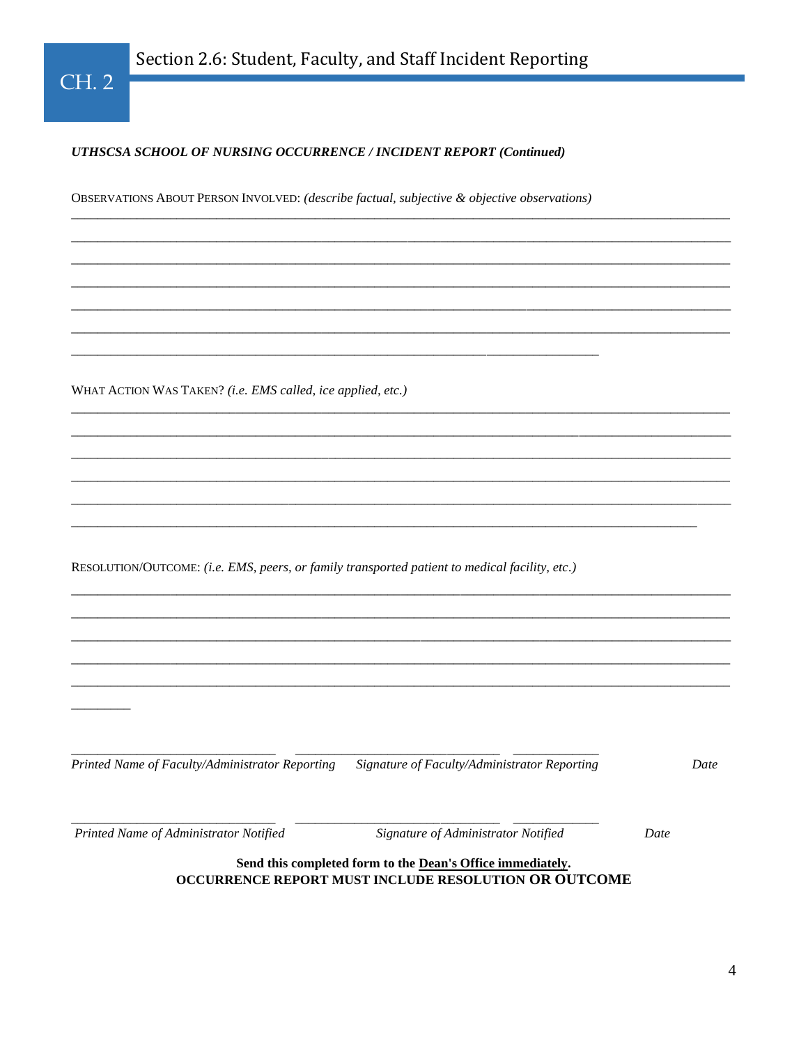***UTHSCSA SCHOOL OF NURSING OCCURRENCE / INCIDENT REPORT (Continued)***

OBSERVATIONS ABOUT PERSON INVOLVED: *(describe factual, subjective & objective observations)*

______________________________________________________________________________________

______________________________________________________________________________________

______________________________________________________________________________________

______________________________________________________________________________________

______________________________________________________________________________________

______________________________________________________________________________________

______________________________________________________________________

WHAT ACTION WAS TAKEN? *(i.e. EMS called, ice applied, etc.)*

______________________________________________________________________________________

______________________________________________________________________________________

______________________________________________________________________________________

______________________________________________________________________________________

______________________________________________________________________________________

___________________________________________________________________________________

RESOLUTION/OUTCOME: *(i.e. EMS, peers, or family transported patient to medical facility, etc.)*

______________________________________________________________________________________

______________________________________________________________________________________

______________________________________________________________________________________

______________________________________________________________________________________

______________________________________________________________________________________

________

| ___________________________ | ___________________________ | ___________ |
|---|---|---|
| *Printed Name of Faculty/Administrator Reporting* | *Signature of Faculty/Administrator Reporting* | *Date* |

| ___________________________ | ___________________________ | ___________ |
|---|---|---|
| *Printed Name of Administrator Notified* | *Signature of Administrator Notified* | *Date* |

**Send this completed form to the <u>Dean's Office immediately</u>.**
**OCCURRENCE REPORT MUST INCLUDE RESOLUTION OR OUTCOME**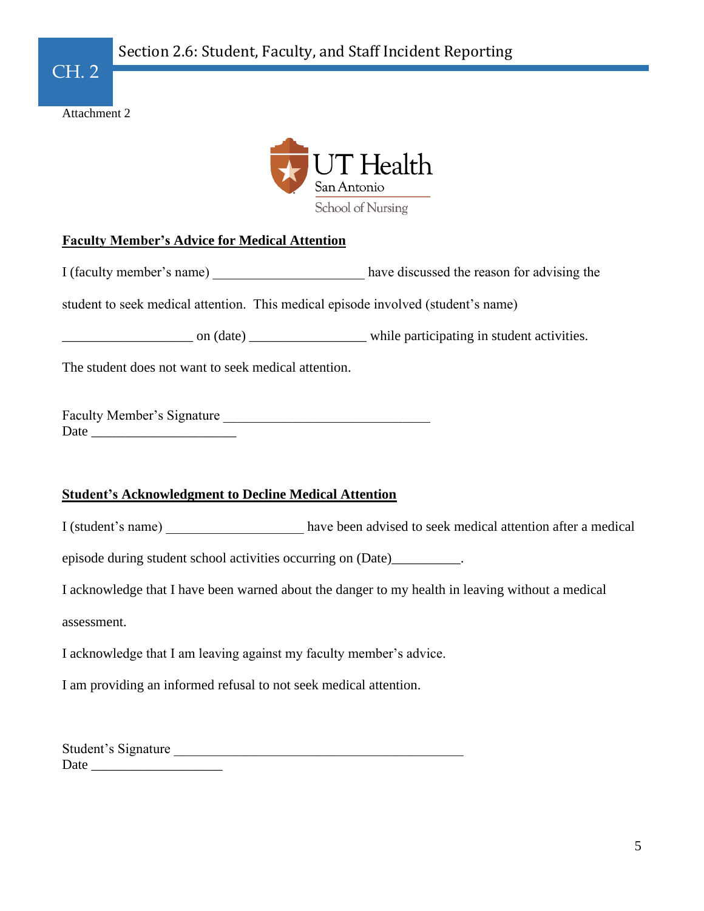Attachment 2

UT Health San Antonio
School of Nursing

**Faculty Member's Advice for Medical Attention**

I (faculty member's name) _____________________ have discussed the reason for advising the student to seek medical attention. This medical episode involved (student's name) __________________ on (date) ________________ while participating in student activities.

The student does not want to seek medical attention.

Faculty Member's Signature _____________________________
Date ____________________

**Student's Acknowledgment to Decline Medical Attention**

I (student's name) ___________________ have been advised to seek medical attention after a medical episode during student school activities occurring on (Date)__________.

I acknowledge that I have been warned about the danger to my health in leaving without a medical assessment.

I acknowledge that I am leaving against my faculty member's advice.

I am providing an informed refusal to not seek medical attention.

Student's Signature ________________________________________
Date __________________